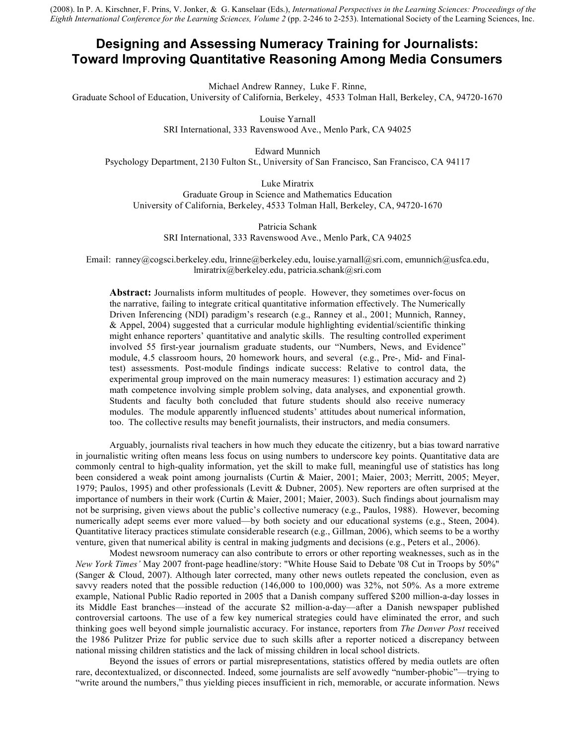(2008). In P. A. Kirschner, F. Prins, V. Jonker, & G. Kanselaar (Eds.), *International Perspectives in the Learning Sciences: Proceedings of the Eighth International Conference for the Learning Sciences, Volume 2* (pp. 2-246 to 2-253). International Society of the Learning Sciences, Inc.

# Designing and Assessing Numeracy Training for Journalists: Toward Improving Quantitative Reasoning Among Media Consumers

Michael Andrew Ranney, Luke F. Rinne,
Graduate School of Education, University of California, Berkeley, 4533 Tolman Hall, Berkeley, CA, 94720-1670

Louise Yarnall
SRI International, 333 Ravenswood Ave., Menlo Park, CA 94025

Edward Munnich
Psychology Department, 2130 Fulton St., University of San Francisco, San Francisco, CA 94117

Luke Miratrix
Graduate Group in Science and Mathematics Education
University of California, Berkeley, 4533 Tolman Hall, Berkeley, CA, 94720-1670

Patricia Schank
SRI International, 333 Ravenswood Ave., Menlo Park, CA 94025

Email: ranney@cogsci.berkeley.edu, lrinne@berkeley.edu, louise.yarnall@sri.com, emunnich@usfca.edu, lmiratrix@berkeley.edu, patricia.schank@sri.com

**Abstract:** Journalists inform multitudes of people. However, they sometimes over-focus on the narrative, failing to integrate critical quantitative information effectively. The Numerically Driven Inferencing (NDI) paradigm's research (e.g., Ranney et al., 2001; Munnich, Ranney, & Appel, 2004) suggested that a curricular module highlighting evidential/scientific thinking might enhance reporters' quantitative and analytic skills. The resulting controlled experiment involved 55 first-year journalism graduate students, our "Numbers, News, and Evidence" module, 4.5 classroom hours, 20 homework hours, and several (e.g., Pre-, Mid- and Final-test) assessments. Post-module findings indicate success: Relative to control data, the experimental group improved on the main numeracy measures: 1) estimation accuracy and 2) math competence involving simple problem solving, data analyses, and exponential growth. Students and faculty both concluded that future students should also receive numeracy modules. The module apparently influenced students' attitudes about numerical information, too. The collective results may benefit journalists, their instructors, and media consumers.

Arguably, journalists rival teachers in how much they educate the citizenry, but a bias toward narrative in journalistic writing often means less focus on using numbers to underscore key points. Quantitative data are commonly central to high-quality information, yet the skill to make full, meaningful use of statistics has long been considered a weak point among journalists (Curtin & Maier, 2001; Maier, 2003; Merritt, 2005; Meyer, 1979; Paulos, 1995) and other professionals (Levitt & Dubner, 2005). New reporters are often surprised at the importance of numbers in their work (Curtin & Maier, 2001; Maier, 2003). Such findings about journalism may not be surprising, given views about the public's collective numeracy (e.g., Paulos, 1988). However, becoming numerically adept seems ever more valued—by both society and our educational systems (e.g., Steen, 2004). Quantitative literacy practices stimulate considerable research (e.g., Gillman, 2006), which seems to be a worthy venture, given that numerical ability is central in making judgments and decisions (e.g., Peters et al., 2006).

Modest newsroom numeracy can also contribute to errors or other reporting weaknesses, such as in the *New York Times'* May 2007 front-page headline/story: "White House Said to Debate '08 Cut in Troops by 50%" (Sanger & Cloud, 2007). Although later corrected, many other news outlets repeated the conclusion, even as savvy readers noted that the possible reduction (146,000 to 100,000) was 32%, not 50%. As a more extreme example, National Public Radio reported in 2005 that a Danish company suffered $200 million-a-day losses in its Middle East branches—instead of the accurate $2 million-a-day—after a Danish newspaper published controversial cartoons. The use of a few key numerical strategies could have eliminated the error, and such thinking goes well beyond simple journalistic accuracy. For instance, reporters from *The Denver Post* received the 1986 Pulitzer Prize for public service due to such skills after a reporter noticed a discrepancy between national missing children statistics and the lack of missing children in local school districts.

Beyond the issues of errors or partial misrepresentations, statistics offered by media outlets are often rare, decontextualized, or disconnected. Indeed, some journalists are self avowedly "number-phobic"—trying to "write around the numbers," thus yielding pieces insufficient in rich, memorable, or accurate information. News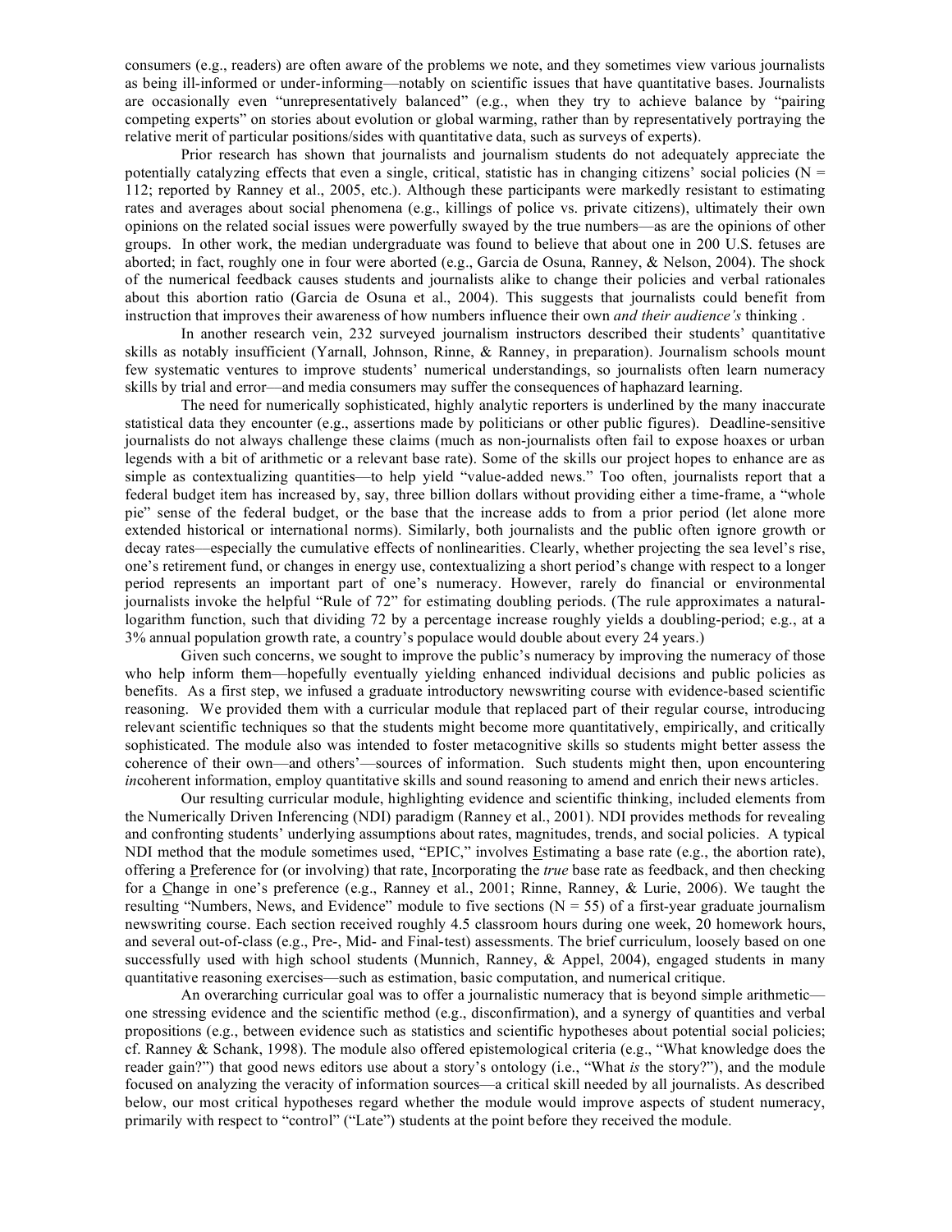consumers (e.g., readers) are often aware of the problems we note, and they sometimes view various journalists as being ill-informed or under-informing—notably on scientific issues that have quantitative bases. Journalists are occasionally even "unrepresentatively balanced" (e.g., when they try to achieve balance by "pairing competing experts" on stories about evolution or global warming, rather than by representatively portraying the relative merit of particular positions/sides with quantitative data, such as surveys of experts).

Prior research has shown that journalists and journalism students do not adequately appreciate the potentially catalyzing effects that even a single, critical, statistic has in changing citizens' social policies (N = 112; reported by Ranney et al., 2005, etc.). Although these participants were markedly resistant to estimating rates and averages about social phenomena (e.g., killings of police vs. private citizens), ultimately their own opinions on the related social issues were powerfully swayed by the true numbers—as are the opinions of other groups. In other work, the median undergraduate was found to believe that about one in 200 U.S. fetuses are aborted; in fact, roughly one in four were aborted (e.g., Garcia de Osuna, Ranney, & Nelson, 2004). The shock of the numerical feedback causes students and journalists alike to change their policies and verbal rationales about this abortion ratio (Garcia de Osuna et al., 2004). This suggests that journalists could benefit from instruction that improves their awareness of how numbers influence their own *and their audience's* thinking .

In another research vein, 232 surveyed journalism instructors described their students' quantitative skills as notably insufficient (Yarnall, Johnson, Rinne, & Ranney, in preparation). Journalism schools mount few systematic ventures to improve students' numerical understandings, so journalists often learn numeracy skills by trial and error—and media consumers may suffer the consequences of haphazard learning.

The need for numerically sophisticated, highly analytic reporters is underlined by the many inaccurate statistical data they encounter (e.g., assertions made by politicians or other public figures). Deadline-sensitive journalists do not always challenge these claims (much as non-journalists often fail to expose hoaxes or urban legends with a bit of arithmetic or a relevant base rate). Some of the skills our project hopes to enhance are as simple as contextualizing quantities—to help yield "value-added news." Too often, journalists report that a federal budget item has increased by, say, three billion dollars without providing either a time-frame, a "whole pie" sense of the federal budget, or the base that the increase adds to from a prior period (let alone more extended historical or international norms). Similarly, both journalists and the public often ignore growth or decay rates—especially the cumulative effects of nonlinearities. Clearly, whether projecting the sea level's rise, one's retirement fund, or changes in energy use, contextualizing a short period's change with respect to a longer period represents an important part of one's numeracy. However, rarely do financial or environmental journalists invoke the helpful "Rule of 72" for estimating doubling periods. (The rule approximates a natural-logarithm function, such that dividing 72 by a percentage increase roughly yields a doubling-period; e.g., at a 3% annual population growth rate, a country's populace would double about every 24 years.)

Given such concerns, we sought to improve the public's numeracy by improving the numeracy of those who help inform them—hopefully eventually yielding enhanced individual decisions and public policies as benefits. As a first step, we infused a graduate introductory newswriting course with evidence-based scientific reasoning. We provided them with a curricular module that replaced part of their regular course, introducing relevant scientific techniques so that the students might become more quantitatively, empirically, and critically sophisticated. The module also was intended to foster metacognitive skills so students might better assess the coherence of their own—and others'—sources of information. Such students might then, upon encountering *in*coherent information, employ quantitative skills and sound reasoning to amend and enrich their news articles.

Our resulting curricular module, highlighting evidence and scientific thinking, included elements from the Numerically Driven Inferencing (NDI) paradigm (Ranney et al., 2001). NDI provides methods for revealing and confronting students' underlying assumptions about rates, magnitudes, trends, and social policies. A typical NDI method that the module sometimes used, "EPIC," involves Estimating a base rate (e.g., the abortion rate), offering a Preference for (or involving) that rate, Incorporating the *true* base rate as feedback, and then checking for a Change in one's preference (e.g., Ranney et al., 2001; Rinne, Ranney, & Lurie, 2006). We taught the resulting "Numbers, News, and Evidence" module to five sections (N = 55) of a first-year graduate journalism newswriting course. Each section received roughly 4.5 classroom hours during one week, 20 homework hours, and several out-of-class (e.g., Pre-, Mid- and Final-test) assessments. The brief curriculum, loosely based on one successfully used with high school students (Munnich, Ranney, & Appel, 2004), engaged students in many quantitative reasoning exercises—such as estimation, basic computation, and numerical critique.

An overarching curricular goal was to offer a journalistic numeracy that is beyond simple arithmetic—one stressing evidence and the scientific method (e.g., disconfirmation), and a synergy of quantities and verbal propositions (e.g., between evidence such as statistics and scientific hypotheses about potential social policies; cf. Ranney & Schank, 1998). The module also offered epistemological criteria (e.g., "What knowledge does the reader gain?") that good news editors use about a story's ontology (i.e., "What *is* the story?"), and the module focused on analyzing the veracity of information sources—a critical skill needed by all journalists. As described below, our most critical hypotheses regard whether the module would improve aspects of student numeracy, primarily with respect to "control" ("Late") students at the point before they received the module.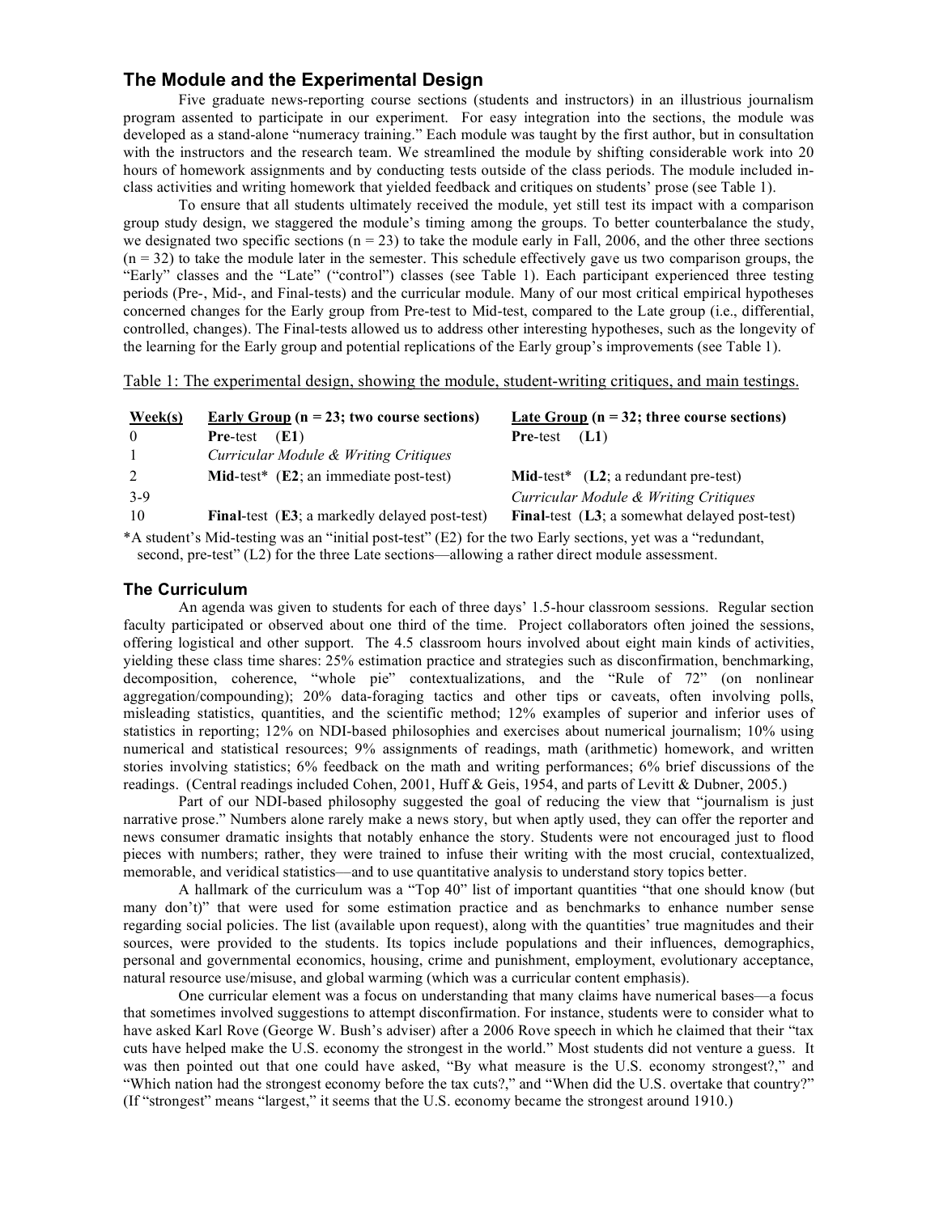## The Module and the Experimental Design

Five graduate news-reporting course sections (students and instructors) in an illustrious journalism program assented to participate in our experiment. For easy integration into the sections, the module was developed as a stand-alone "numeracy training." Each module was taught by the first author, but in consultation with the instructors and the research team. We streamlined the module by shifting considerable work into 20 hours of homework assignments and by conducting tests outside of the class periods. The module included in-class activities and writing homework that yielded feedback and critiques on students' prose (see Table 1).

To ensure that all students ultimately received the module, yet still test its impact with a comparison group study design, we staggered the module's timing among the groups. To better counterbalance the study, we designated two specific sections (n = 23) to take the module early in Fall, 2006, and the other three sections (n = 32) to take the module later in the semester. This schedule effectively gave us two comparison groups, the "Early" classes and the "Late" ("control") classes (see Table 1). Each participant experienced three testing periods (Pre-, Mid-, and Final-tests) and the curricular module. Many of our most critical empirical hypotheses concerned changes for the Early group from Pre-test to Mid-test, compared to the Late group (i.e., differential, controlled, changes). The Final-tests allowed us to address other interesting hypotheses, such as the longevity of the learning for the Early group and potential replications of the Early group's improvements (see Table 1).

Table 1: The experimental design, showing the module, student-writing critiques, and main testings.

| Week(s) | Early Group (n = 23; two course sections) | Late Group (n = 32; three course sections) |
|---|---|---|
| 0 | **Pre**-test (**E1**) | **Pre**-test (**L1**) |
| 1 | *Curricular Module & Writing Critiques* | |
| 2 | **Mid**-test* (**E2**; an immediate post-test) | **Mid**-test* (**L2**; a redundant pre-test) |
| 3-9 | | *Curricular Module & Writing Critiques* |
| 10 | **Final**-test (**E3**; a markedly delayed post-test) | **Final**-test (**L3**; a somewhat delayed post-test) |

*A student's Mid-testing was an "initial post-test" (E2) for the two Early sections, yet was a "redundant, second, pre-test" (L2) for the three Late sections—allowing a rather direct module assessment.

## The Curriculum

An agenda was given to students for each of three days' 1.5-hour classroom sessions. Regular section faculty participated or observed about one third of the time. Project collaborators often joined the sessions, offering logistical and other support. The 4.5 classroom hours involved about eight main kinds of activities, yielding these class time shares: 25% estimation practice and strategies such as disconfirmation, benchmarking, decomposition, coherence, "whole pie" contextualizations, and the "Rule of 72" (on nonlinear aggregation/compounding); 20% data-foraging tactics and other tips or caveats, often involving polls, misleading statistics, quantities, and the scientific method; 12% examples of superior and inferior uses of statistics in reporting; 12% on NDI-based philosophies and exercises about numerical journalism; 10% using numerical and statistical resources; 9% assignments of readings, math (arithmetic) homework, and written stories involving statistics; 6% feedback on the math and writing performances; 6% brief discussions of the readings. (Central readings included Cohen, 2001, Huff & Geis, 1954, and parts of Levitt & Dubner, 2005.)

Part of our NDI-based philosophy suggested the goal of reducing the view that "journalism is just narrative prose." Numbers alone rarely make a news story, but when aptly used, they can offer the reporter and news consumer dramatic insights that notably enhance the story. Students were not encouraged just to flood pieces with numbers; rather, they were trained to infuse their writing with the most crucial, contextualized, memorable, and veridical statistics—and to use quantitative analysis to understand story topics better.

A hallmark of the curriculum was a "Top 40" list of important quantities "that one should know (but many don't)" that were used for some estimation practice and as benchmarks to enhance number sense regarding social policies. The list (available upon request), along with the quantities' true magnitudes and their sources, were provided to the students. Its topics include populations and their influences, demographics, personal and governmental economics, housing, crime and punishment, employment, evolutionary acceptance, natural resource use/misuse, and global warming (which was a curricular content emphasis).

One curricular element was a focus on understanding that many claims have numerical bases—a focus that sometimes involved suggestions to attempt disconfirmation. For instance, students were to consider what to have asked Karl Rove (George W. Bush's adviser) after a 2006 Rove speech in which he claimed that their "tax cuts have helped make the U.S. economy the strongest in the world." Most students did not venture a guess. It was then pointed out that one could have asked, "By what measure is the U.S. economy strongest?," and "Which nation had the strongest economy before the tax cuts?," and "When did the U.S. overtake that country?" (If "strongest" means "largest," it seems that the U.S. economy became the strongest around 1910.)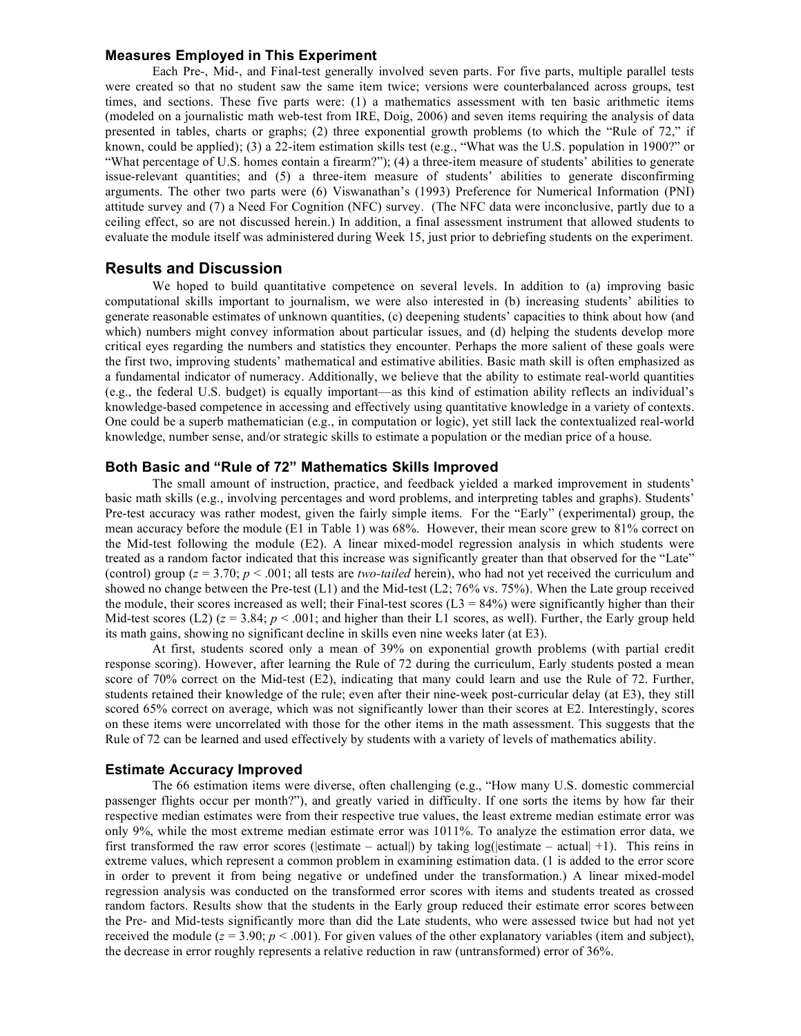### Measures Employed in This Experiment

Each Pre-, Mid-, and Final-test generally involved seven parts. For five parts, multiple parallel tests were created so that no student saw the same item twice; versions were counterbalanced across groups, test times, and sections. These five parts were: (1) a mathematics assessment with ten basic arithmetic items (modeled on a journalistic math web-test from IRE, Doig, 2006) and seven items requiring the analysis of data presented in tables, charts or graphs; (2) three exponential growth problems (to which the "Rule of 72," if known, could be applied); (3) a 22-item estimation skills test (e.g., "What was the U.S. population in 1900?" or "What percentage of U.S. homes contain a firearm?"); (4) a three-item measure of students' abilities to generate issue-relevant quantities; and (5) a three-item measure of students' abilities to generate disconfirming arguments. The other two parts were (6) Viswanathan's (1993) Preference for Numerical Information (PNI) attitude survey and (7) a Need For Cognition (NFC) survey. (The NFC data were inconclusive, partly due to a ceiling effect, so are not discussed herein.) In addition, a final assessment instrument that allowed students to evaluate the module itself was administered during Week 15, just prior to debriefing students on the experiment.

## Results and Discussion

We hoped to build quantitative competence on several levels. In addition to (a) improving basic computational skills important to journalism, we were also interested in (b) increasing students' abilities to generate reasonable estimates of unknown quantities, (c) deepening students' capacities to think about how (and which) numbers might convey information about particular issues, and (d) helping the students develop more critical eyes regarding the numbers and statistics they encounter. Perhaps the more salient of these goals were the first two, improving students' mathematical and estimative abilities. Basic math skill is often emphasized as a fundamental indicator of numeracy. Additionally, we believe that the ability to estimate real-world quantities (e.g., the federal U.S. budget) is equally important—as this kind of estimation ability reflects an individual's knowledge-based competence in accessing and effectively using quantitative knowledge in a variety of contexts. One could be a superb mathematician (e.g., in computation or logic), yet still lack the contextualized real-world knowledge, number sense, and/or strategic skills to estimate a population or the median price of a house.

### Both Basic and "Rule of 72" Mathematics Skills Improved

The small amount of instruction, practice, and feedback yielded a marked improvement in students' basic math skills (e.g., involving percentages and word problems, and interpreting tables and graphs). Students' Pre-test accuracy was rather modest, given the fairly simple items. For the "Early" (experimental) group, the mean accuracy before the module (E1 in Table 1) was 68%. However, their mean score grew to 81% correct on the Mid-test following the module (E2). A linear mixed-model regression analysis in which students were treated as a random factor indicated that this increase was significantly greater than that observed for the "Late" (control) group ($z = 3.70$; $p < .001$; all tests are *two-tailed* herein), who had not yet received the curriculum and showed no change between the Pre-test (L1) and the Mid-test (L2; 76% vs. 75%). When the Late group received the module, their scores increased as well; their Final-test scores (L3 = 84%) were significantly higher than their Mid-test scores (L2) ($z = 3.84$; $p < .001$; and higher than their L1 scores, as well). Further, the Early group held its math gains, showing no significant decline in skills even nine weeks later (at E3).

At first, students scored only a mean of 39% on exponential growth problems (with partial credit response scoring). However, after learning the Rule of 72 during the curriculum, Early students posted a mean score of 70% correct on the Mid-test (E2), indicating that many could learn and use the Rule of 72. Further, students retained their knowledge of the rule; even after their nine-week post-curricular delay (at E3), they still scored 65% correct on average, which was not significantly lower than their scores at E2. Interestingly, scores on these items were uncorrelated with those for the other items in the math assessment. This suggests that the Rule of 72 can be learned and used effectively by students with a variety of levels of mathematics ability.

### Estimate Accuracy Improved

The 66 estimation items were diverse, often challenging (e.g., "How many U.S. domestic commercial passenger flights occur per month?"), and greatly varied in difficulty. If one sorts the items by how far their respective median estimates were from their respective true values, the least extreme median estimate error was only 9%, while the most extreme median estimate error was 1011%. To analyze the estimation error data, we first transformed the raw error scores (|estimate – actual|) by taking log(|estimate – actual| +1). This reins in extreme values, which represent a common problem in examining estimation data. (1 is added to the error score in order to prevent it from being negative or undefined under the transformation.) A linear mixed-model regression analysis was conducted on the transformed error scores with items and students treated as crossed random factors. Results show that the students in the Early group reduced their estimate error scores between the Pre- and Mid-tests significantly more than did the Late students, who were assessed twice but had not yet received the module ($z = 3.90$; $p < .001$). For given values of the other explanatory variables (item and subject), the decrease in error roughly represents a relative reduction in raw (untransformed) error of 36%.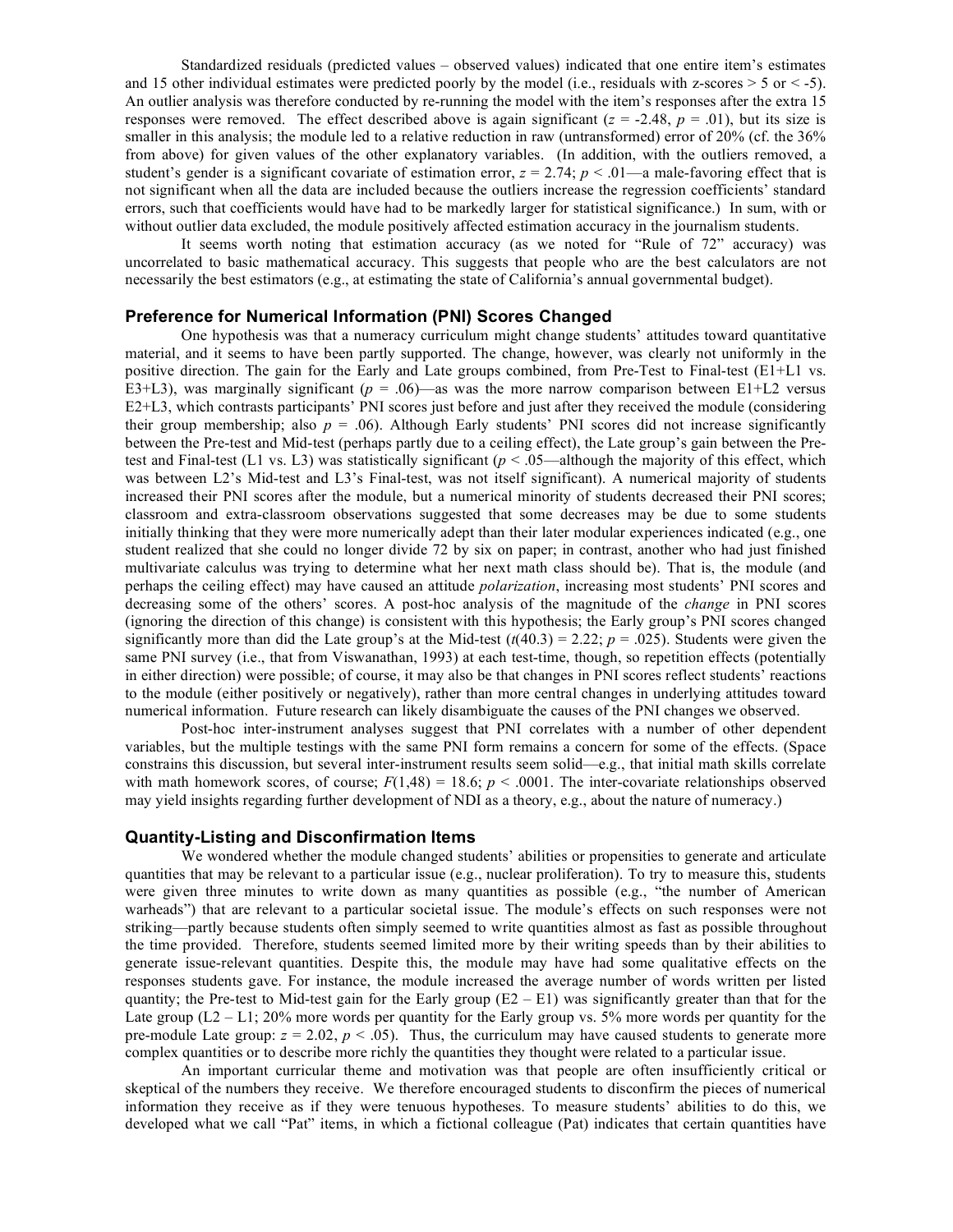Standardized residuals (predicted values – observed values) indicated that one entire item's estimates and 15 other individual estimates were predicted poorly by the model (i.e., residuals with z-scores > 5 or < -5). An outlier analysis was therefore conducted by re-running the model with the item's responses after the extra 15 responses were removed. The effect described above is again significant ($z = -2.48$, $p = .01$), but its size is smaller in this analysis; the module led to a relative reduction in raw (untransformed) error of 20% (cf. the 36% from above) for given values of the other explanatory variables. (In addition, with the outliers removed, a student's gender is a significant covariate of estimation error, $z = 2.74$; $p < .01$—a male-favoring effect that is not significant when all the data are included because the outliers increase the regression coefficients' standard errors, such that coefficients would have had to be markedly larger for statistical significance.) In sum, with or without outlier data excluded, the module positively affected estimation accuracy in the journalism students.

It seems worth noting that estimation accuracy (as we noted for "Rule of 72" accuracy) was uncorrelated to basic mathematical accuracy. This suggests that people who are the best calculators are not necessarily the best estimators (e.g., at estimating the state of California's annual governmental budget).

## Preference for Numerical Information (PNI) Scores Changed

One hypothesis was that a numeracy curriculum might change students' attitudes toward quantitative material, and it seems to have been partly supported. The change, however, was clearly not uniformly in the positive direction. The gain for the Early and Late groups combined, from Pre-Test to Final-test (E1+L1 vs. E3+L3), was marginally significant ($p = .06$)—as was the more narrow comparison between E1+L2 versus E2+L3, which contrasts participants' PNI scores just before and just after they received the module (considering their group membership; also $p = .06$). Although Early students' PNI scores did not increase significantly between the Pre-test and Mid-test (perhaps partly due to a ceiling effect), the Late group's gain between the Pre-test and Final-test (L1 vs. L3) was statistically significant ($p < .05$—although the majority of this effect, which was between L2's Mid-test and L3's Final-test, was not itself significant). A numerical majority of students increased their PNI scores after the module, but a numerical minority of students decreased their PNI scores; classroom and extra-classroom observations suggested that some decreases may be due to some students initially thinking that they were more numerically adept than their later modular experiences indicated (e.g., one student realized that she could no longer divide 72 by six on paper; in contrast, another who had just finished multivariate calculus was trying to determine what her next math class should be). That is, the module (and perhaps the ceiling effect) may have caused an attitude *polarization*, increasing most students' PNI scores and decreasing some of the others' scores. A post-hoc analysis of the magnitude of the *change* in PNI scores (ignoring the direction of this change) is consistent with this hypothesis; the Early group's PNI scores changed significantly more than did the Late group's at the Mid-test ($t(40.3) = 2.22$; $p = .025$). Students were given the same PNI survey (i.e., that from Viswanathan, 1993) at each test-time, though, so repetition effects (potentially in either direction) were possible; of course, it may also be that changes in PNI scores reflect students' reactions to the module (either positively or negatively), rather than more central changes in underlying attitudes toward numerical information. Future research can likely disambiguate the causes of the PNI changes we observed.

Post-hoc inter-instrument analyses suggest that PNI correlates with a number of other dependent variables, but the multiple testings with the same PNI form remains a concern for some of the effects. (Space constrains this discussion, but several inter-instrument results seem solid—e.g., that initial math skills correlate with math homework scores, of course; $F(1,48) = 18.6$; $p < .0001$. The inter-covariate relationships observed may yield insights regarding further development of NDI as a theory, e.g., about the nature of numeracy.)

## Quantity-Listing and Disconfirmation Items

We wondered whether the module changed students' abilities or propensities to generate and articulate quantities that may be relevant to a particular issue (e.g., nuclear proliferation). To try to measure this, students were given three minutes to write down as many quantities as possible (e.g., "the number of American warheads") that are relevant to a particular societal issue. The module's effects on such responses were not striking—partly because students often simply seemed to write quantities almost as fast as possible throughout the time provided. Therefore, students seemed limited more by their writing speeds than by their abilities to generate issue-relevant quantities. Despite this, the module may have had some qualitative effects on the responses students gave. For instance, the module increased the average number of words written per listed quantity; the Pre-test to Mid-test gain for the Early group (E2 – E1) was significantly greater than that for the Late group (L2 – L1; 20% more words per quantity for the Early group vs. 5% more words per quantity for the pre-module Late group: $z = 2.02$, $p < .05$). Thus, the curriculum may have caused students to generate more complex quantities or to describe more richly the quantities they thought were related to a particular issue.

An important curricular theme and motivation was that people are often insufficiently critical or skeptical of the numbers they receive. We therefore encouraged students to disconfirm the pieces of numerical information they receive as if they were tenuous hypotheses. To measure students' abilities to do this, we developed what we call "Pat" items, in which a fictional colleague (Pat) indicates that certain quantities have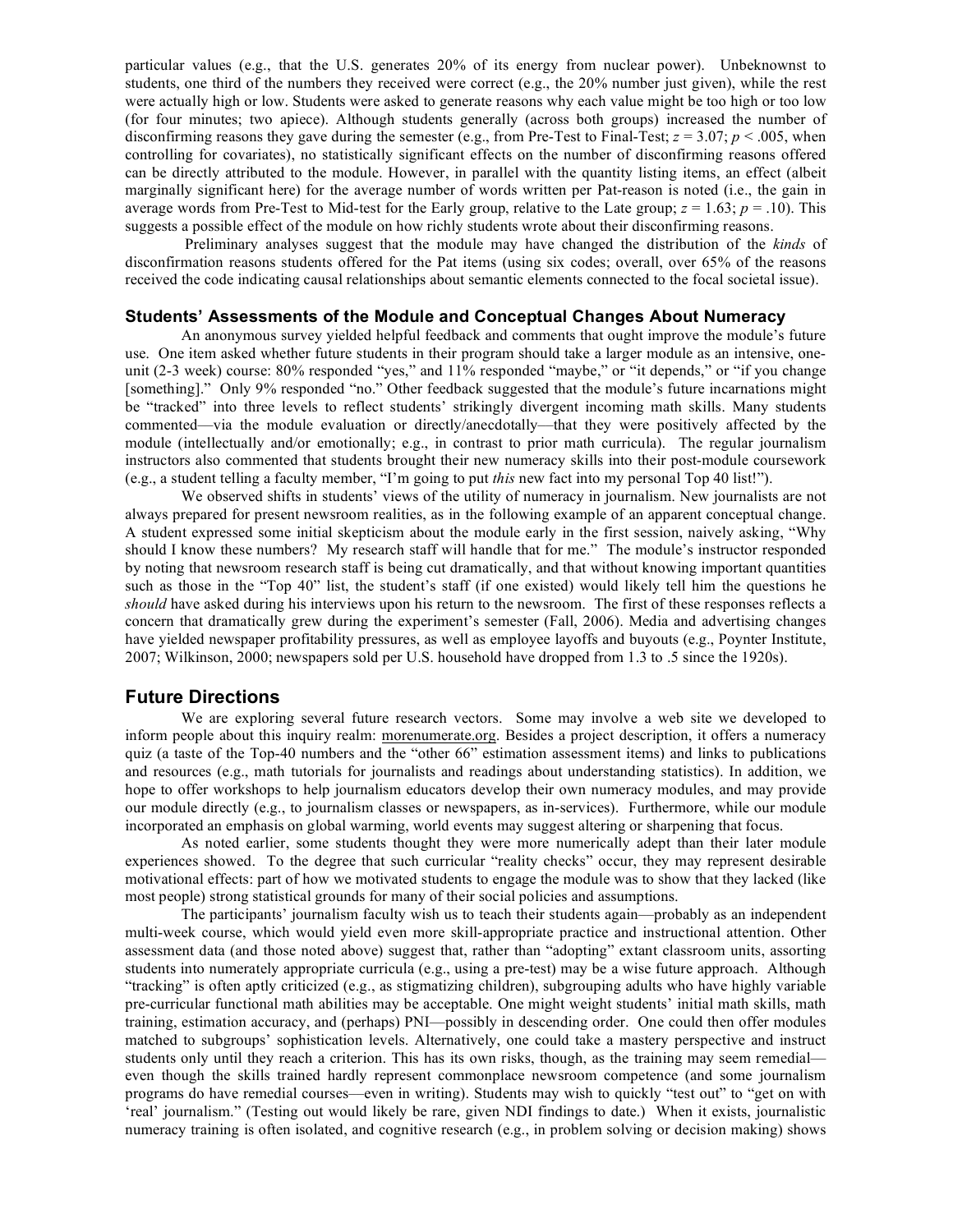particular values (e.g., that the U.S. generates 20% of its energy from nuclear power). Unbeknownst to students, one third of the numbers they received were correct (e.g., the 20% number just given), while the rest were actually high or low. Students were asked to generate reasons why each value might be too high or too low (for four minutes; two apiece). Although students generally (across both groups) increased the number of disconfirming reasons they gave during the semester (e.g., from Pre-Test to Final-Test; $z = 3.07$; $p < .005$, when controlling for covariates), no statistically significant effects on the number of disconfirming reasons offered can be directly attributed to the module. However, in parallel with the quantity listing items, an effect (albeit marginally significant here) for the average number of words written per Pat-reason is noted (i.e., the gain in average words from Pre-Test to Mid-test for the Early group, relative to the Late group; $z = 1.63$; $p = .10$). This suggests a possible effect of the module on how richly students wrote about their disconfirming reasons.

Preliminary analyses suggest that the module may have changed the distribution of the *kinds* of disconfirmation reasons students offered for the Pat items (using six codes; overall, over 65% of the reasons received the code indicating causal relationships about semantic elements connected to the focal societal issue).

### Students' Assessments of the Module and Conceptual Changes About Numeracy

An anonymous survey yielded helpful feedback and comments that ought improve the module's future use. One item asked whether future students in their program should take a larger module as an intensive, one-unit (2-3 week) course: 80% responded "yes," and 11% responded "maybe," or "it depends," or "if you change [something]." Only 9% responded "no." Other feedback suggested that the module's future incarnations might be "tracked" into three levels to reflect students' strikingly divergent incoming math skills. Many students commented—via the module evaluation or directly/anecdotally—that they were positively affected by the module (intellectually and/or emotionally; e.g., in contrast to prior math curricula). The regular journalism instructors also commented that students brought their new numeracy skills into their post-module coursework (e.g., a student telling a faculty member, "I'm going to put *this* new fact into my personal Top 40 list!").

We observed shifts in students' views of the utility of numeracy in journalism. New journalists are not always prepared for present newsroom realities, as in the following example of an apparent conceptual change. A student expressed some initial skepticism about the module early in the first session, naively asking, "Why should I know these numbers? My research staff will handle that for me." The module's instructor responded by noting that newsroom research staff is being cut dramatically, and that without knowing important quantities such as those in the "Top 40" list, the student's staff (if one existed) would likely tell him the questions he *should* have asked during his interviews upon his return to the newsroom. The first of these responses reflects a concern that dramatically grew during the experiment's semester (Fall, 2006). Media and advertising changes have yielded newspaper profitability pressures, as well as employee layoffs and buyouts (e.g., Poynter Institute, 2007; Wilkinson, 2000; newspapers sold per U.S. household have dropped from 1.3 to .5 since the 1920s).

## Future Directions

We are exploring several future research vectors. Some may involve a web site we developed to inform people about this inquiry realm: morenumerate.org. Besides a project description, it offers a numeracy quiz (a taste of the Top-40 numbers and the "other 66" estimation assessment items) and links to publications and resources (e.g., math tutorials for journalists and readings about understanding statistics). In addition, we hope to offer workshops to help journalism educators develop their own numeracy modules, and may provide our module directly (e.g., to journalism classes or newspapers, as in-services). Furthermore, while our module incorporated an emphasis on global warming, world events may suggest altering or sharpening that focus.

As noted earlier, some students thought they were more numerically adept than their later module experiences showed. To the degree that such curricular "reality checks" occur, they may represent desirable motivational effects: part of how we motivated students to engage the module was to show that they lacked (like most people) strong statistical grounds for many of their social policies and assumptions.

The participants' journalism faculty wish us to teach their students again—probably as an independent multi-week course, which would yield even more skill-appropriate practice and instructional attention. Other assessment data (and those noted above) suggest that, rather than "adopting" extant classroom units, assorting students into numerately appropriate curricula (e.g., using a pre-test) may be a wise future approach. Although "tracking" is often aptly criticized (e.g., as stigmatizing children), subgrouping adults who have highly variable pre-curricular functional math abilities may be acceptable. One might weight students' initial math skills, math training, estimation accuracy, and (perhaps) PNI—possibly in descending order. One could then offer modules matched to subgroups' sophistication levels. Alternatively, one could take a mastery perspective and instruct students only until they reach a criterion. This has its own risks, though, as the training may seem remedial—even though the skills trained hardly represent commonplace newsroom competence (and some journalism programs do have remedial courses—even in writing). Students may wish to quickly "test out" to "get on with 'real' journalism." (Testing out would likely be rare, given NDI findings to date.) When it exists, journalistic numeracy training is often isolated, and cognitive research (e.g., in problem solving or decision making) shows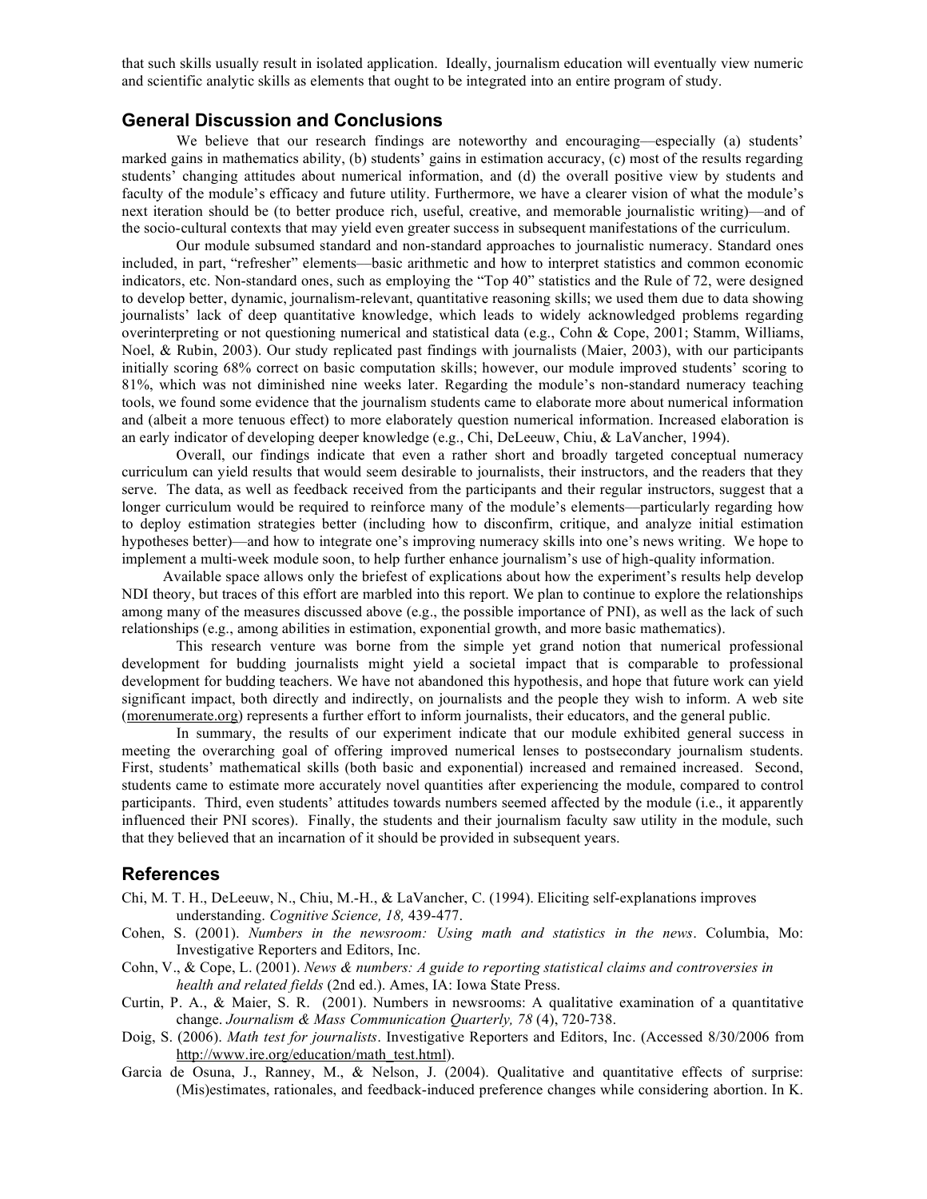that such skills usually result in isolated application. Ideally, journalism education will eventually view numeric and scientific analytic skills as elements that ought to be integrated into an entire program of study.

## General Discussion and Conclusions

We believe that our research findings are noteworthy and encouraging—especially (a) students' marked gains in mathematics ability, (b) students' gains in estimation accuracy, (c) most of the results regarding students' changing attitudes about numerical information, and (d) the overall positive view by students and faculty of the module's efficacy and future utility. Furthermore, we have a clearer vision of what the module's next iteration should be (to better produce rich, useful, creative, and memorable journalistic writing)—and of the socio-cultural contexts that may yield even greater success in subsequent manifestations of the curriculum.

Our module subsumed standard and non-standard approaches to journalistic numeracy. Standard ones included, in part, "refresher" elements—basic arithmetic and how to interpret statistics and common economic indicators, etc. Non-standard ones, such as employing the "Top 40" statistics and the Rule of 72, were designed to develop better, dynamic, journalism-relevant, quantitative reasoning skills; we used them due to data showing journalists' lack of deep quantitative knowledge, which leads to widely acknowledged problems regarding overinterpreting or not questioning numerical and statistical data (e.g., Cohn & Cope, 2001; Stamm, Williams, Noel, & Rubin, 2003). Our study replicated past findings with journalists (Maier, 2003), with our participants initially scoring 68% correct on basic computation skills; however, our module improved students' scoring to 81%, which was not diminished nine weeks later. Regarding the module's non-standard numeracy teaching tools, we found some evidence that the journalism students came to elaborate more about numerical information and (albeit a more tenuous effect) to more elaborately question numerical information. Increased elaboration is an early indicator of developing deeper knowledge (e.g., Chi, DeLeeuw, Chiu, & LaVancher, 1994).

Overall, our findings indicate that even a rather short and broadly targeted conceptual numeracy curriculum can yield results that would seem desirable to journalists, their instructors, and the readers that they serve. The data, as well as feedback received from the participants and their regular instructors, suggest that a longer curriculum would be required to reinforce many of the module's elements—particularly regarding how to deploy estimation strategies better (including how to disconfirm, critique, and analyze initial estimation hypotheses better)—and how to integrate one's improving numeracy skills into one's news writing. We hope to implement a multi-week module soon, to help further enhance journalism's use of high-quality information.

Available space allows only the briefest of explications about how the experiment's results help develop NDI theory, but traces of this effort are marbled into this report. We plan to continue to explore the relationships among many of the measures discussed above (e.g., the possible importance of PNI), as well as the lack of such relationships (e.g., among abilities in estimation, exponential growth, and more basic mathematics).

This research venture was borne from the simple yet grand notion that numerical professional development for budding journalists might yield a societal impact that is comparable to professional development for budding teachers. We have not abandoned this hypothesis, and hope that future work can yield significant impact, both directly and indirectly, on journalists and the people they wish to inform. A web site (morenumerate.org) represents a further effort to inform journalists, their educators, and the general public.

In summary, the results of our experiment indicate that our module exhibited general success in meeting the overarching goal of offering improved numerical lenses to postsecondary journalism students. First, students' mathematical skills (both basic and exponential) increased and remained increased. Second, students came to estimate more accurately novel quantities after experiencing the module, compared to control participants. Third, even students' attitudes towards numbers seemed affected by the module (i.e., it apparently influenced their PNI scores). Finally, the students and their journalism faculty saw utility in the module, such that they believed that an incarnation of it should be provided in subsequent years.

## References

Chi, M. T. H., DeLeeuw, N., Chiu, M.-H., & LaVancher, C. (1994). Eliciting self-explanations improves understanding. *Cognitive Science, 18,* 439-477.

Cohen, S. (2001). *Numbers in the newsroom: Using math and statistics in the news*. Columbia, Mo: Investigative Reporters and Editors, Inc.

Cohn, V., & Cope, L. (2001). *News & numbers: A guide to reporting statistical claims and controversies in health and related fields* (2nd ed.). Ames, IA: Iowa State Press.

Curtin, P. A., & Maier, S. R. (2001). Numbers in newsrooms: A qualitative examination of a quantitative change. *Journalism & Mass Communication Quarterly, 78* (4), 720-738.

Doig, S. (2006). *Math test for journalists*. Investigative Reporters and Editors, Inc. (Accessed 8/30/2006 from http://www.ire.org/education/math_test.html).

Garcia de Osuna, J., Ranney, M., & Nelson, J. (2004). Qualitative and quantitative effects of surprise: (Mis)estimates, rationales, and feedback-induced preference changes while considering abortion. In K.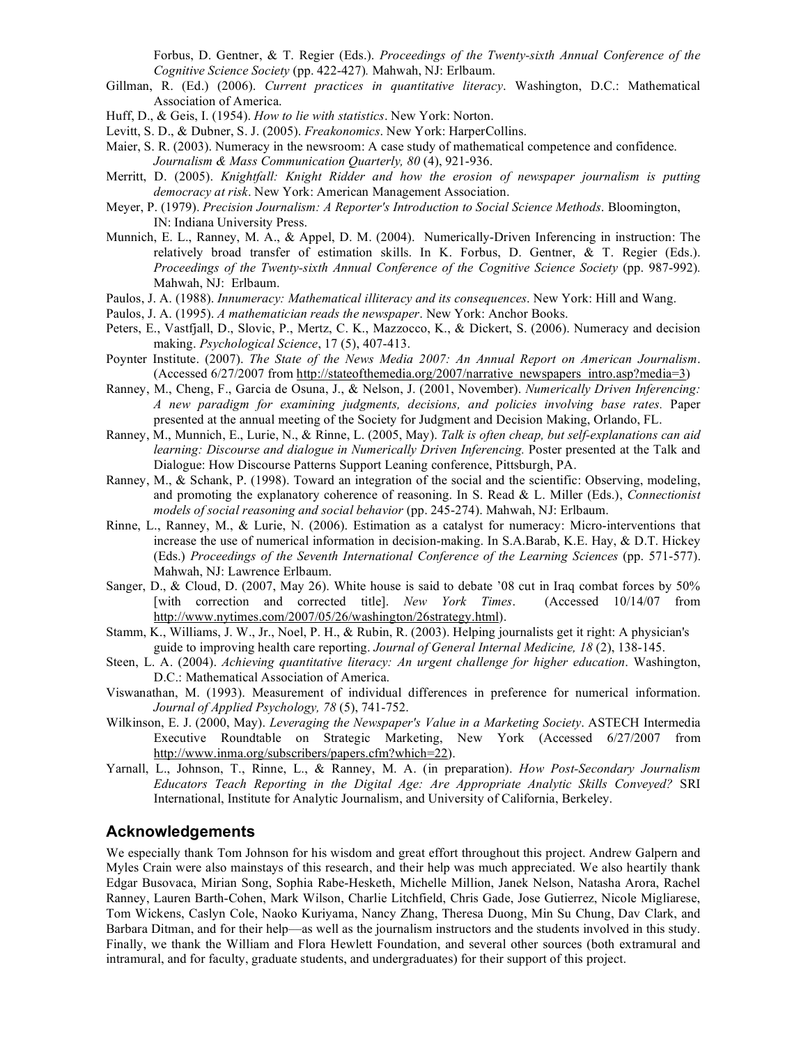Forbus, D. Gentner, & T. Regier (Eds.). *Proceedings of the Twenty-sixth Annual Conference of the Cognitive Science Society* (pp. 422-427)*.* Mahwah, NJ: Erlbaum.

Gillman, R. (Ed.) (2006). *Current practices in quantitative literacy*. Washington, D.C.: Mathematical Association of America.

Huff, D., & Geis, I. (1954). *How to lie with statistics*. New York: Norton.

Levitt, S. D., & Dubner, S. J. (2005). *Freakonomics*. New York: HarperCollins.

Maier, S. R. (2003). Numeracy in the newsroom: A case study of mathematical competence and confidence. *Journalism & Mass Communication Quarterly, 80* (4), 921-936.

Merritt, D. (2005). *Knightfall: Knight Ridder and how the erosion of newspaper journalism is putting democracy at risk*. New York: American Management Association.

Meyer, P. (1979). *Precision Journalism: A Reporter's Introduction to Social Science Methods*. Bloomington, IN: Indiana University Press.

Munnich, E. L., Ranney, M. A., & Appel, D. M. (2004). Numerically-Driven Inferencing in instruction: The relatively broad transfer of estimation skills. In K. Forbus, D. Gentner, & T. Regier (Eds.). *Proceedings of the Twenty-sixth Annual Conference of the Cognitive Science Society* (pp. 987-992)*.* Mahwah, NJ: Erlbaum.

Paulos, J. A. (1988). *Innumeracy: Mathematical illiteracy and its consequences*. New York: Hill and Wang.

Paulos, J. A. (1995). *A mathematician reads the newspaper*. New York: Anchor Books.

Peters, E., Vastfjall, D., Slovic, P., Mertz, C. K., Mazzocco, K., & Dickert, S. (2006). Numeracy and decision making. *Psychological Science*, 17 (5), 407-413.

Poynter Institute. (2007). *The State of the News Media 2007: An Annual Report on American Journalism*. (Accessed 6/27/2007 from http://stateofthemedia.org/2007/narrative_newspapers_intro.asp?media=3)

Ranney, M., Cheng, F., Garcia de Osuna, J., & Nelson, J. (2001, November). *Numerically Driven Inferencing: A new paradigm for examining judgments, decisions, and policies involving base rates.* Paper presented at the annual meeting of the Society for Judgment and Decision Making, Orlando, FL.

Ranney, M., Munnich, E., Lurie, N., & Rinne, L. (2005, May). *Talk is often cheap, but self-explanations can aid learning: Discourse and dialogue in Numerically Driven Inferencing.* Poster presented at the Talk and Dialogue: How Discourse Patterns Support Leaning conference, Pittsburgh, PA.

Ranney, M., & Schank, P. (1998). Toward an integration of the social and the scientific: Observing, modeling, and promoting the explanatory coherence of reasoning. In S. Read & L. Miller (Eds.), *Connectionist models of social reasoning and social behavior* (pp. 245-274). Mahwah, NJ: Erlbaum.

Rinne, L., Ranney, M., & Lurie, N. (2006). Estimation as a catalyst for numeracy: Micro-interventions that increase the use of numerical information in decision-making. In S.A.Barab, K.E. Hay, & D.T. Hickey (Eds.) *Proceedings of the Seventh International Conference of the Learning Sciences* (pp. 571-577). Mahwah, NJ: Lawrence Erlbaum.

Sanger, D., & Cloud, D. (2007, May 26). White house is said to debate '08 cut in Iraq combat forces by 50% [with correction and corrected title]. *New York Times*. (Accessed 10/14/07 from http://www.nytimes.com/2007/05/26/washington/26strategy.html).

Stamm, K., Williams, J. W., Jr., Noel, P. H., & Rubin, R. (2003). Helping journalists get it right: A physician's guide to improving health care reporting. *Journal of General Internal Medicine, 18* (2), 138-145.

Steen, L. A. (2004). *Achieving quantitative literacy: An urgent challenge for higher education*. Washington, D.C.: Mathematical Association of America.

Viswanathan, M. (1993). Measurement of individual differences in preference for numerical information. *Journal of Applied Psychology, 78* (5), 741-752.

Wilkinson, E. J. (2000, May). *Leveraging the Newspaper's Value in a Marketing Society*. ASTECH Intermedia Executive Roundtable on Strategic Marketing, New York (Accessed 6/27/2007 from http://www.inma.org/subscribers/papers.cfm?which=22).

Yarnall, L., Johnson, T., Rinne, L., & Ranney, M. A. (in preparation). *How Post-Secondary Journalism Educators Teach Reporting in the Digital Age: Are Appropriate Analytic Skills Conveyed?* SRI International, Institute for Analytic Journalism, and University of California, Berkeley.

## Acknowledgements

We especially thank Tom Johnson for his wisdom and great effort throughout this project. Andrew Galpern and Myles Crain were also mainstays of this research, and their help was much appreciated. We also heartily thank Edgar Busovaca, Mirian Song, Sophia Rabe-Hesketh, Michelle Million, Janek Nelson, Natasha Arora, Rachel Ranney, Lauren Barth-Cohen, Mark Wilson, Charlie Litchfield, Chris Gade, Jose Gutierrez, Nicole Migliarese, Tom Wickens, Caslyn Cole, Naoko Kuriyama, Nancy Zhang, Theresa Duong, Min Su Chung, Dav Clark, and Barbara Ditman, and for their help—as well as the journalism instructors and the students involved in this study. Finally, we thank the William and Flora Hewlett Foundation, and several other sources (both extramural and intramural, and for faculty, graduate students, and undergraduates) for their support of this project.